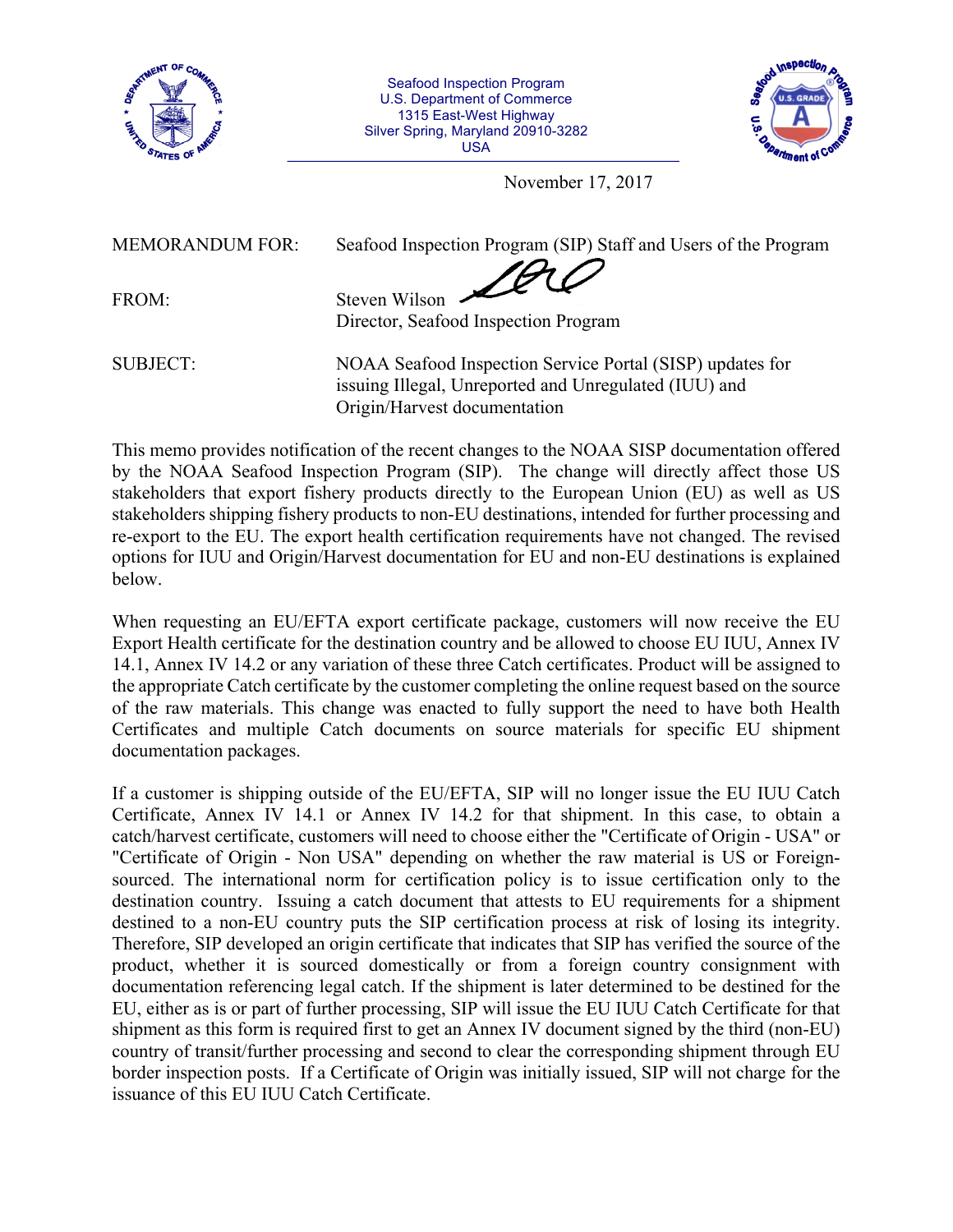Seafood Inspection Program
U.S. Department of Commerce
1315 East-West Highway
Silver Spring, Maryland 20910-3282
USA

November 17, 2017

MEMORANDUM FOR: Seafood Inspection Program (SIP) Staff and Users of the Program

FROM: Steven Wilson
Director, Seafood Inspection Program

SUBJECT: NOAA Seafood Inspection Service Portal (SISP) updates for issuing Illegal, Unreported and Unregulated (IUU) and Origin/Harvest documentation

This memo provides notification of the recent changes to the NOAA SISP documentation offered by the NOAA Seafood Inspection Program (SIP). The change will directly affect those US stakeholders that export fishery products directly to the European Union (EU) as well as US stakeholders shipping fishery products to non-EU destinations, intended for further processing and re-export to the EU. The export health certification requirements have not changed. The revised options for IUU and Origin/Harvest documentation for EU and non-EU destinations is explained below.

When requesting an EU/EFTA export certificate package, customers will now receive the EU Export Health certificate for the destination country and be allowed to choose EU IUU, Annex IV 14.1, Annex IV 14.2 or any variation of these three Catch certificates. Product will be assigned to the appropriate Catch certificate by the customer completing the online request based on the source of the raw materials. This change was enacted to fully support the need to have both Health Certificates and multiple Catch documents on source materials for specific EU shipment documentation packages.

If a customer is shipping outside of the EU/EFTA, SIP will no longer issue the EU IUU Catch Certificate, Annex IV 14.1 or Annex IV 14.2 for that shipment. In this case, to obtain a catch/harvest certificate, customers will need to choose either the "Certificate of Origin - USA" or "Certificate of Origin - Non USA" depending on whether the raw material is US or Foreign-sourced. The international norm for certification policy is to issue certification only to the destination country. Issuing a catch document that attests to EU requirements for a shipment destined to a non-EU country puts the SIP certification process at risk of losing its integrity. Therefore, SIP developed an origin certificate that indicates that SIP has verified the source of the product, whether it is sourced domestically or from a foreign country consignment with documentation referencing legal catch. If the shipment is later determined to be destined for the EU, either as is or part of further processing, SIP will issue the EU IUU Catch Certificate for that shipment as this form is required first to get an Annex IV document signed by the third (non-EU) country of transit/further processing and second to clear the corresponding shipment through EU border inspection posts. If a Certificate of Origin was initially issued, SIP will not charge for the issuance of this EU IUU Catch Certificate.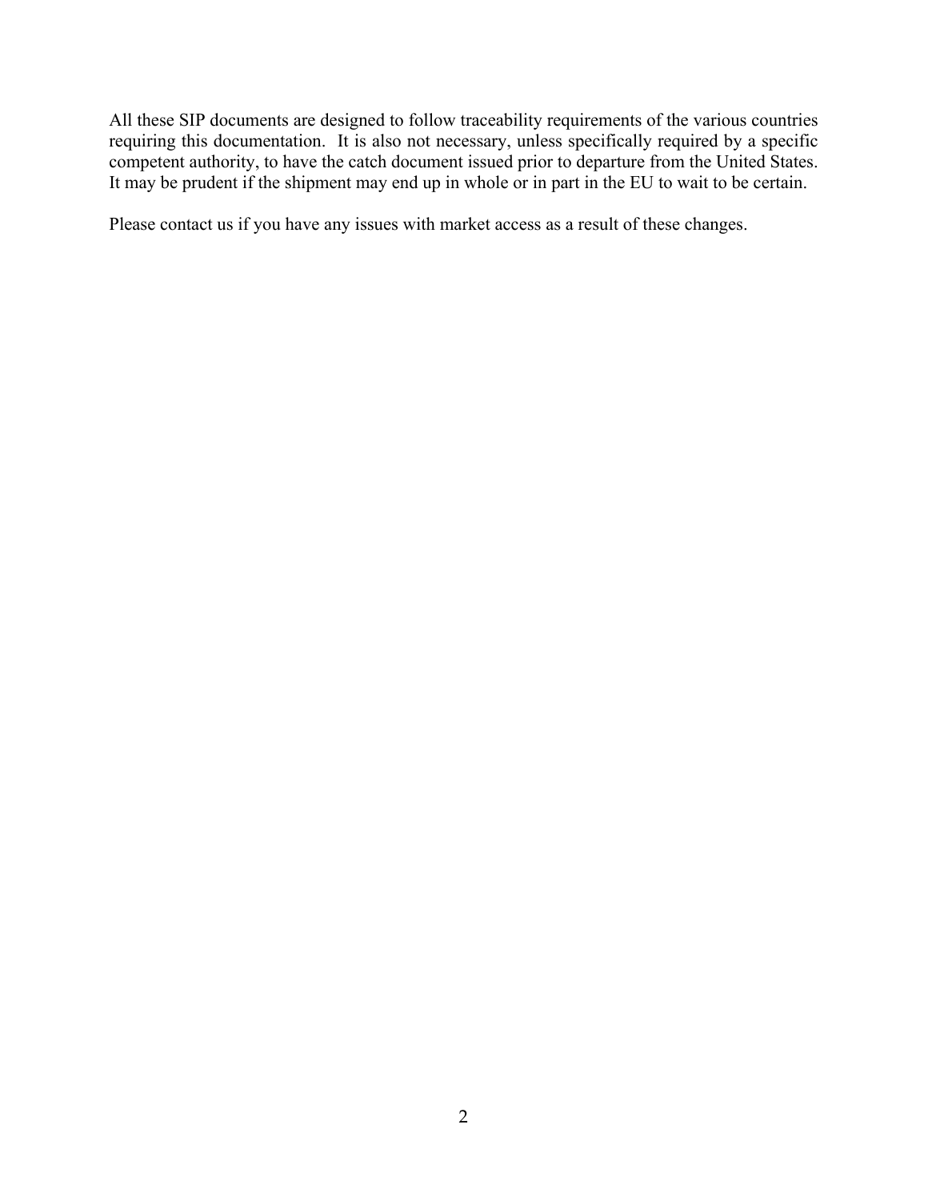All these SIP documents are designed to follow traceability requirements of the various countries requiring this documentation. It is also not necessary, unless specifically required by a specific competent authority, to have the catch document issued prior to departure from the United States. It may be prudent if the shipment may end up in whole or in part in the EU to wait to be certain.

Please contact us if you have any issues with market access as a result of these changes.